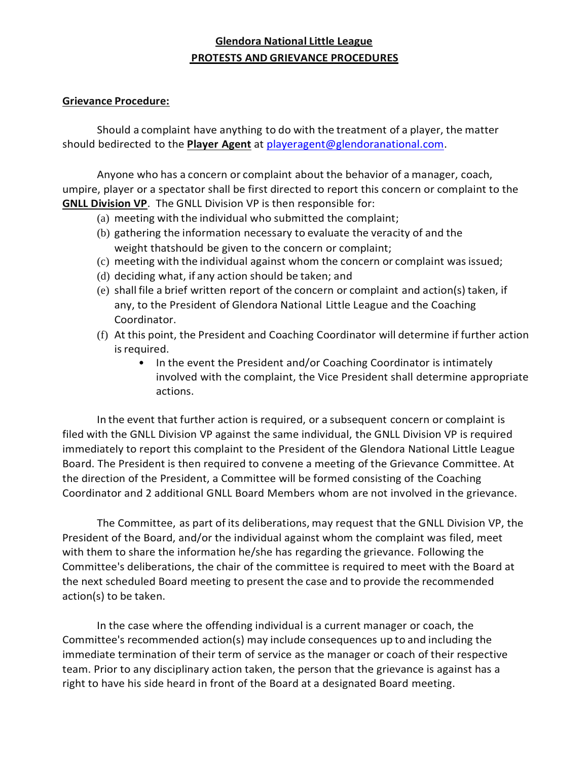# Glendora National Little League
## PROTESTS AND GRIEVANCE PROCEDURES

### Grievance Procedure:

Should a complaint have anything to do with the treatment of a player, the matter should bedirected to the **Player Agent** at playeragent@glendoranational.com.

Anyone who has a concern or complaint about the behavior of a manager, coach, umpire, player or a spectator shall be first directed to report this concern or complaint to the **GNLL Division VP**. The GNLL Division VP is then responsible for:

(a) meeting with the individual who submitted the complaint;
(b) gathering the information necessary to evaluate the veracity of and the weight thatshould be given to the concern or complaint;
(c) meeting with the individual against whom the concern or complaint was issued;
(d) deciding what, if any action should be taken; and
(e) shall file a brief written report of the concern or complaint and action(s) taken, if any, to the President of Glendora National Little League and the Coaching Coordinator.
(f) At this point, the President and Coaching Coordinator will determine if further action is required.
    - In the event the President and/or Coaching Coordinator is intimately involved with the complaint, the Vice President shall determine appropriate actions.

In the event that further action is required, or a subsequent concern or complaint is filed with the GNLL Division VP against the same individual, the GNLL Division VP is required immediately to report this complaint to the President of the Glendora National Little League Board. The President is then required to convene a meeting of the Grievance Committee. At the direction of the President, a Committee will be formed consisting of the Coaching Coordinator and 2 additional GNLL Board Members whom are not involved in the grievance.

The Committee, as part of its deliberations, may request that the GNLL Division VP, the President of the Board, and/or the individual against whom the complaint was filed, meet with them to share the information he/she has regarding the grievance. Following the Committee's deliberations, the chair of the committee is required to meet with the Board at the next scheduled Board meeting to present the case and to provide the recommended action(s) to be taken.

In the case where the offending individual is a current manager or coach, the Committee's recommended action(s) may include consequences up to and including the immediate termination of their term of service as the manager or coach of their respective team. Prior to any disciplinary action taken, the person that the grievance is against has a right to have his side heard in front of the Board at a designated Board meeting.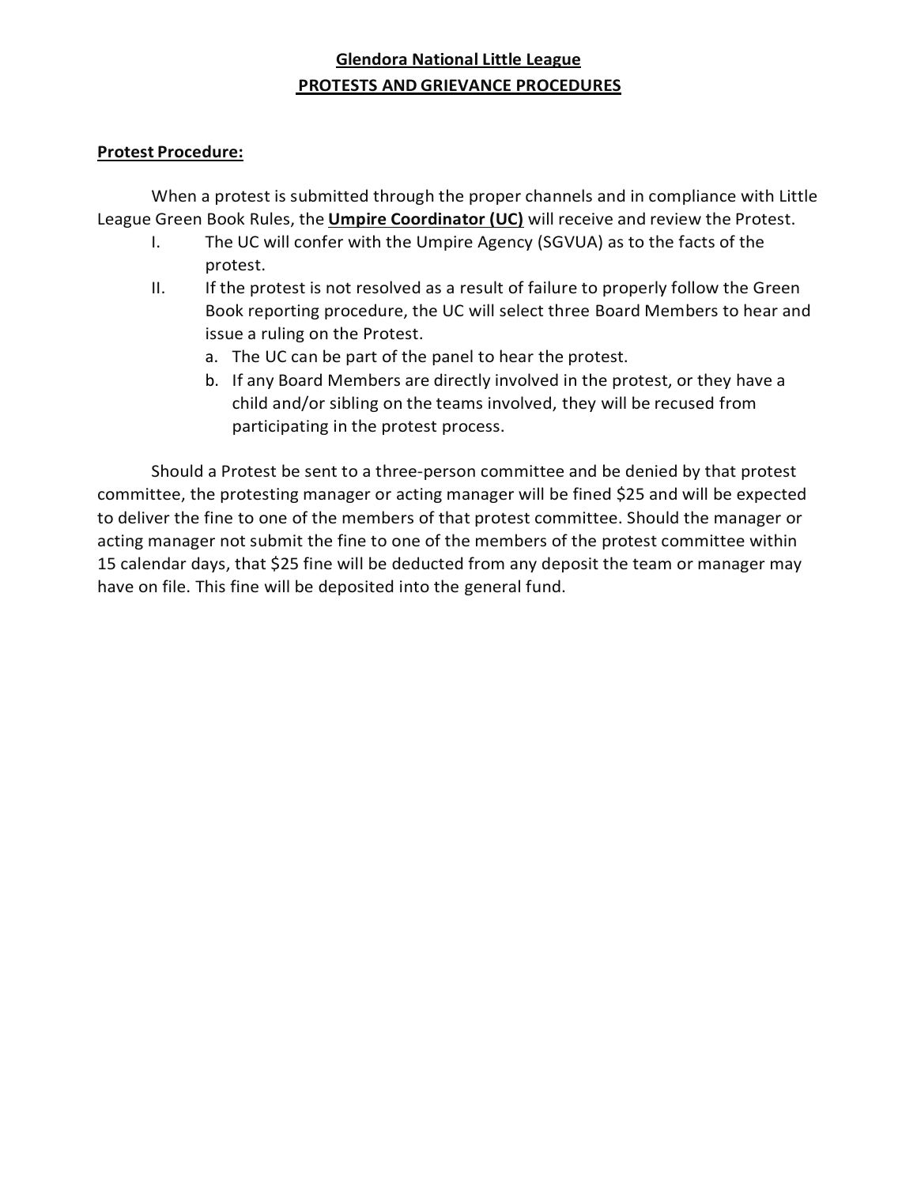**Glendora National Little League**
**PROTESTS AND GRIEVANCE PROCEDURES**

**Protest Procedure:**

When a protest is submitted through the proper channels and in compliance with Little League Green Book Rules, the **Umpire Coordinator (UC)** will receive and review the Protest.

I. The UC will confer with the Umpire Agency (SGVUA) as to the facts of the protest.

II. If the protest is not resolved as a result of failure to properly follow the Green Book reporting procedure, the UC will select three Board Members to hear and issue a ruling on the Protest.
   a. The UC can be part of the panel to hear the protest.
   b. If any Board Members are directly involved in the protest, or they have a child and/or sibling on the teams involved, they will be recused from participating in the protest process.

Should a Protest be sent to a three-person committee and be denied by that protest committee, the protesting manager or acting manager will be fined $25 and will be expected to deliver the fine to one of the members of that protest committee. Should the manager or acting manager not submit the fine to one of the members of the protest committee within 15 calendar days, that $25 fine will be deducted from any deposit the team or manager may have on file. This fine will be deposited into the general fund.